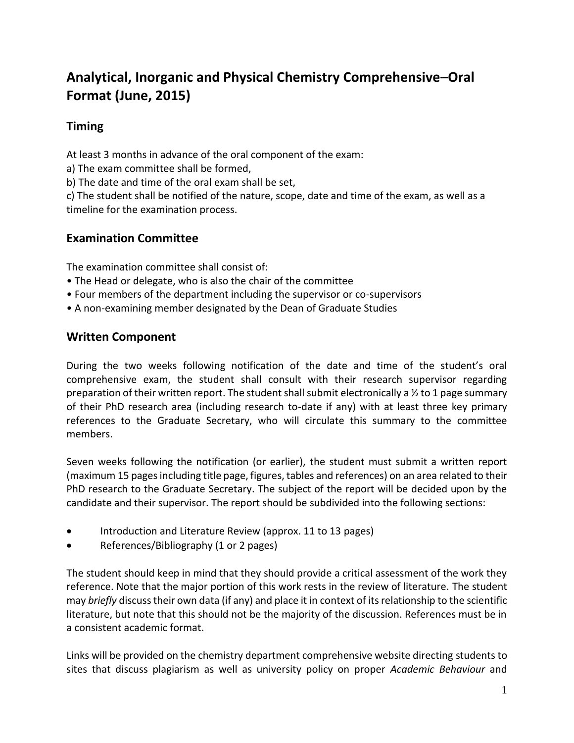# Analytical, Inorganic and Physical Chemistry Comprehensive–Oral Format (June, 2015)

## Timing

At least 3 months in advance of the oral component of the exam:
a) The exam committee shall be formed,
b) The date and time of the oral exam shall be set,
c) The student shall be notified of the nature, scope, date and time of the exam, as well as a timeline for the examination process.

## Examination Committee

The examination committee shall consist of:

- The Head or delegate, who is also the chair of the committee
- Four members of the department including the supervisor or co-supervisors
- A non-examining member designated by the Dean of Graduate Studies

## Written Component

During the two weeks following notification of the date and time of the student's oral comprehensive exam, the student shall consult with their research supervisor regarding preparation of their written report. The student shall submit electronically a ½ to 1 page summary of their PhD research area (including research to-date if any) with at least three key primary references to the Graduate Secretary, who will circulate this summary to the committee members.

Seven weeks following the notification (or earlier), the student must submit a written report (maximum 15 pages including title page, figures, tables and references) on an area related to their PhD research to the Graduate Secretary. The subject of the report will be decided upon by the candidate and their supervisor. The report should be subdivided into the following sections:

- Introduction and Literature Review (approx. 11 to 13 pages)
- References/Bibliography (1 or 2 pages)

The student should keep in mind that they should provide a critical assessment of the work they reference. Note that the major portion of this work rests in the review of literature. The student may *briefly* discuss their own data (if any) and place it in context of its relationship to the scientific literature, but note that this should not be the majority of the discussion. References must be in a consistent academic format.

Links will be provided on the chemistry department comprehensive website directing students to sites that discuss plagiarism as well as university policy on proper *Academic Behaviour* and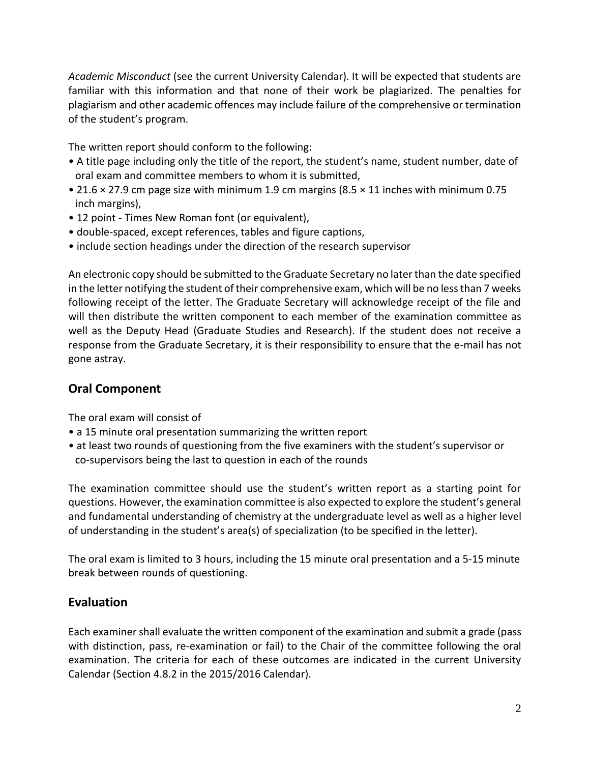*Academic Misconduct* (see the current University Calendar). It will be expected that students are familiar with this information and that none of their work be plagiarized. The penalties for plagiarism and other academic offences may include failure of the comprehensive or termination of the student's program.

The written report should conform to the following:

- A title page including only the title of the report, the student's name, student number, date of oral exam and committee members to whom it is submitted,
- 21.6 × 27.9 cm page size with minimum 1.9 cm margins (8.5 × 11 inches with minimum 0.75 inch margins),
- 12 point - Times New Roman font (or equivalent),
- double-spaced, except references, tables and figure captions,
- include section headings under the direction of the research supervisor

An electronic copy should be submitted to the Graduate Secretary no later than the date specified in the letter notifying the student of their comprehensive exam, which will be no less than 7 weeks following receipt of the letter. The Graduate Secretary will acknowledge receipt of the file and will then distribute the written component to each member of the examination committee as well as the Deputy Head (Graduate Studies and Research). If the student does not receive a response from the Graduate Secretary, it is their responsibility to ensure that the e-mail has not gone astray.

## Oral Component

The oral exam will consist of

- a 15 minute oral presentation summarizing the written report
- at least two rounds of questioning from the five examiners with the student's supervisor or co-supervisors being the last to question in each of the rounds

The examination committee should use the student's written report as a starting point for questions. However, the examination committee is also expected to explore the student's general and fundamental understanding of chemistry at the undergraduate level as well as a higher level of understanding in the student's area(s) of specialization (to be specified in the letter).

The oral exam is limited to 3 hours, including the 15 minute oral presentation and a 5-15 minute break between rounds of questioning.

## Evaluation

Each examiner shall evaluate the written component of the examination and submit a grade (pass with distinction, pass, re-examination or fail) to the Chair of the committee following the oral examination. The criteria for each of these outcomes are indicated in the current University Calendar (Section 4.8.2 in the 2015/2016 Calendar).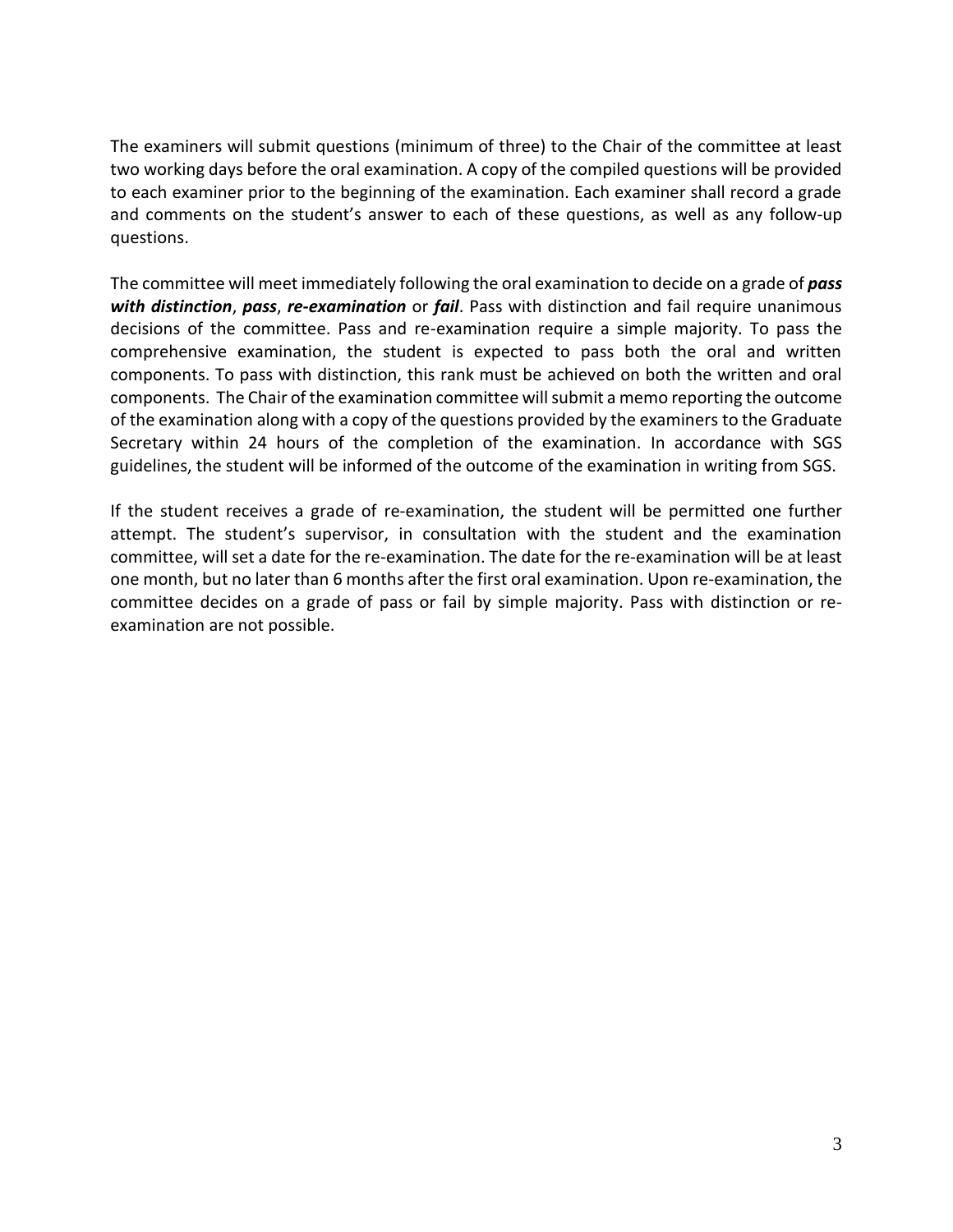The examiners will submit questions (minimum of three) to the Chair of the committee at least two working days before the oral examination. A copy of the compiled questions will be provided to each examiner prior to the beginning of the examination. Each examiner shall record a grade and comments on the student's answer to each of these questions, as well as any follow-up questions.

The committee will meet immediately following the oral examination to decide on a grade of ***pass with distinction***, ***pass***, ***re-examination*** or ***fail***. Pass with distinction and fail require unanimous decisions of the committee. Pass and re-examination require a simple majority. To pass the comprehensive examination, the student is expected to pass both the oral and written components. To pass with distinction, this rank must be achieved on both the written and oral components. The Chair of the examination committee will submit a memo reporting the outcome of the examination along with a copy of the questions provided by the examiners to the Graduate Secretary within 24 hours of the completion of the examination. In accordance with SGS guidelines, the student will be informed of the outcome of the examination in writing from SGS.

If the student receives a grade of re-examination, the student will be permitted one further attempt. The student's supervisor, in consultation with the student and the examination committee, will set a date for the re-examination. The date for the re-examination will be at least one month, but no later than 6 months after the first oral examination. Upon re-examination, the committee decides on a grade of pass or fail by simple majority. Pass with distinction or re-examination are not possible.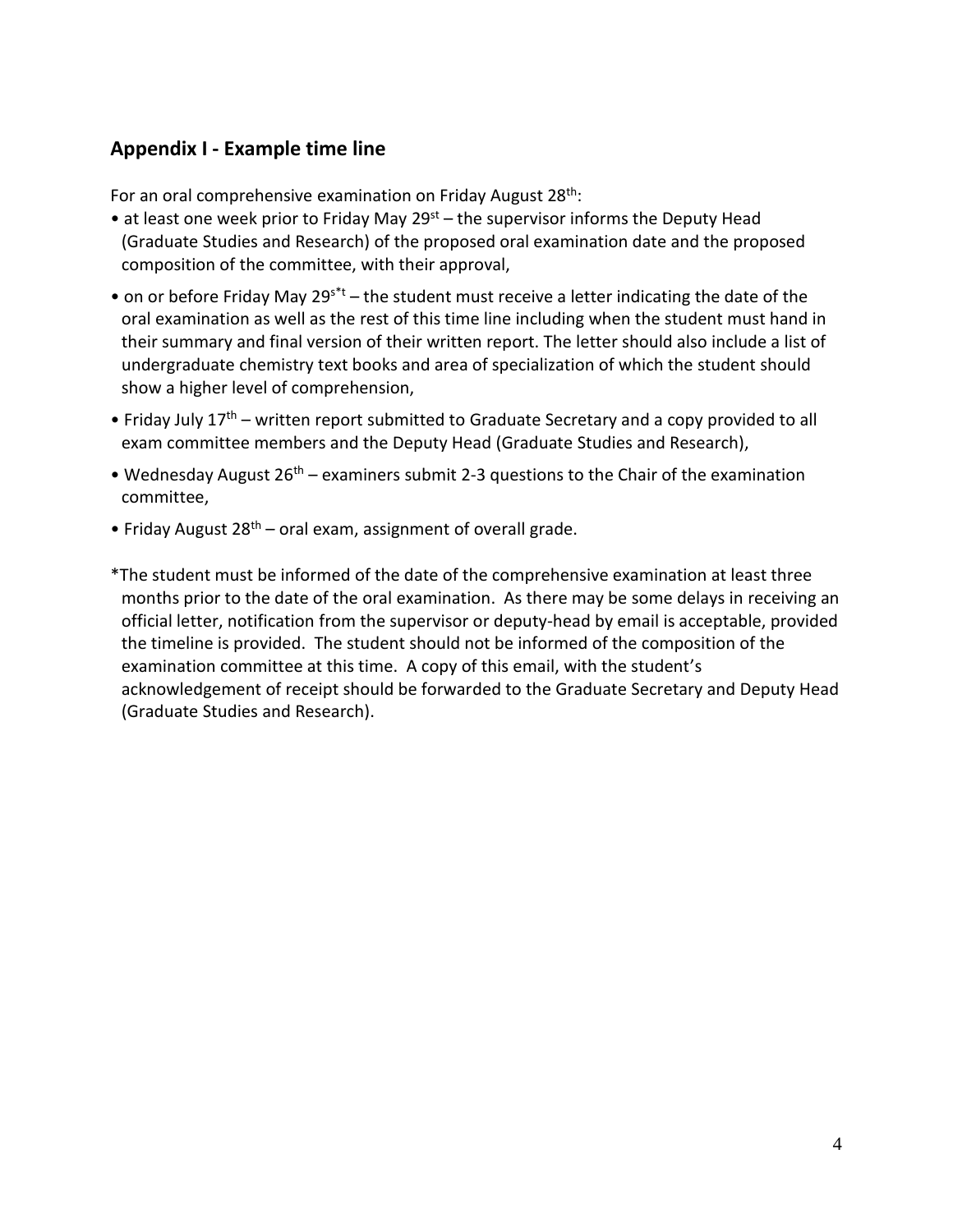## Appendix I - Example time line

For an oral comprehensive examination on Friday August 28th:

- at least one week prior to Friday May 29st – the supervisor informs the Deputy Head (Graduate Studies and Research) of the proposed oral examination date and the proposed composition of the committee, with their approval,
- on or before Friday May 29s*t – the student must receive a letter indicating the date of the oral examination as well as the rest of this time line including when the student must hand in their summary and final version of their written report. The letter should also include a list of undergraduate chemistry text books and area of specialization of which the student should show a higher level of comprehension,
- Friday July 17th – written report submitted to Graduate Secretary and a copy provided to all exam committee members and the Deputy Head (Graduate Studies and Research),
- Wednesday August 26th – examiners submit 2-3 questions to the Chair of the examination committee,
- Friday August 28th – oral exam, assignment of overall grade.

*The student must be informed of the date of the comprehensive examination at least three months prior to the date of the oral examination. As there may be some delays in receiving an official letter, notification from the supervisor or deputy-head by email is acceptable, provided the timeline is provided. The student should not be informed of the composition of the examination committee at this time. A copy of this email, with the student's acknowledgement of receipt should be forwarded to the Graduate Secretary and Deputy Head (Graduate Studies and Research).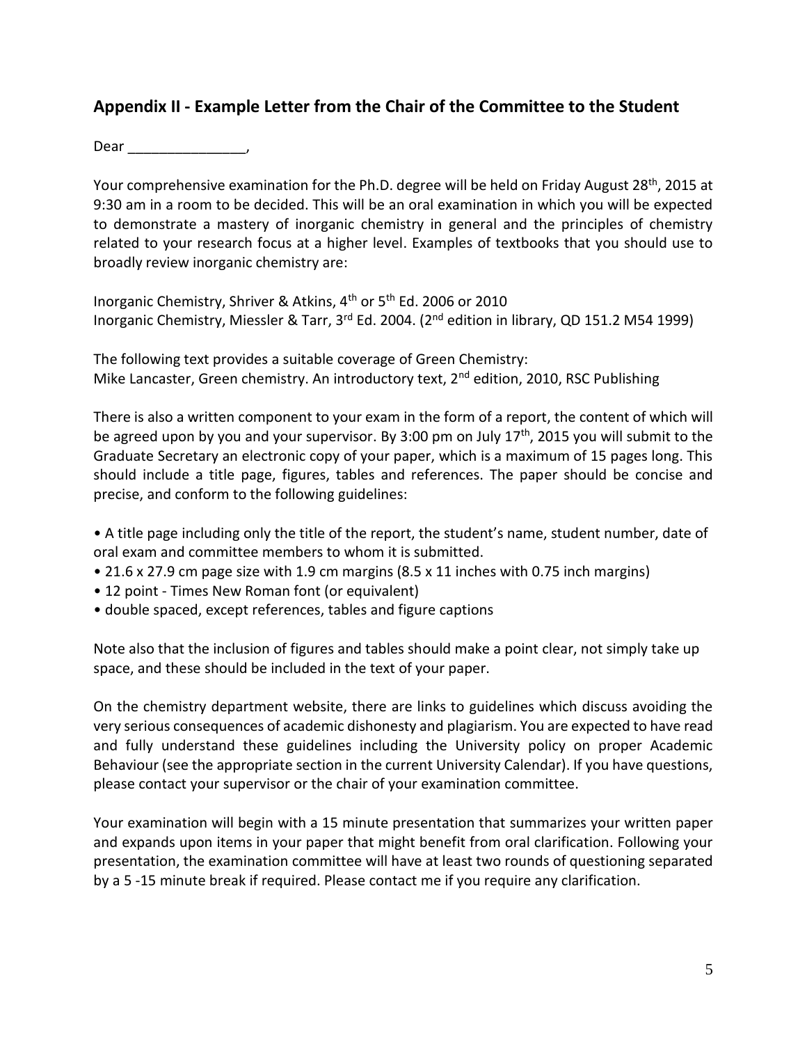## Appendix II - Example Letter from the Chair of the Committee to the Student

Dear _______________,

Your comprehensive examination for the Ph.D. degree will be held on Friday August 28th, 2015 at 9:30 am in a room to be decided. This will be an oral examination in which you will be expected to demonstrate a mastery of inorganic chemistry in general and the principles of chemistry related to your research focus at a higher level. Examples of textbooks that you should use to broadly review inorganic chemistry are:

Inorganic Chemistry, Shriver & Atkins, 4th or 5th Ed. 2006 or 2010
Inorganic Chemistry, Miessler & Tarr, 3rd Ed. 2004. (2nd edition in library, QD 151.2 M54 1999)

The following text provides a suitable coverage of Green Chemistry:
Mike Lancaster, Green chemistry. An introductory text, 2nd edition, 2010, RSC Publishing

There is also a written component to your exam in the form of a report, the content of which will be agreed upon by you and your supervisor. By 3:00 pm on July 17th, 2015 you will submit to the Graduate Secretary an electronic copy of your paper, which is a maximum of 15 pages long. This should include a title page, figures, tables and references. The paper should be concise and precise, and conform to the following guidelines:

- A title page including only the title of the report, the student's name, student number, date of oral exam and committee members to whom it is submitted.
- 21.6 x 27.9 cm page size with 1.9 cm margins (8.5 x 11 inches with 0.75 inch margins)
- 12 point - Times New Roman font (or equivalent)
- double spaced, except references, tables and figure captions

Note also that the inclusion of figures and tables should make a point clear, not simply take up space, and these should be included in the text of your paper.

On the chemistry department website, there are links to guidelines which discuss avoiding the very serious consequences of academic dishonesty and plagiarism. You are expected to have read and fully understand these guidelines including the University policy on proper Academic Behaviour (see the appropriate section in the current University Calendar). If you have questions, please contact your supervisor or the chair of your examination committee.

Your examination will begin with a 15 minute presentation that summarizes your written paper and expands upon items in your paper that might benefit from oral clarification. Following your presentation, the examination committee will have at least two rounds of questioning separated by a 5 -15 minute break if required. Please contact me if you require any clarification.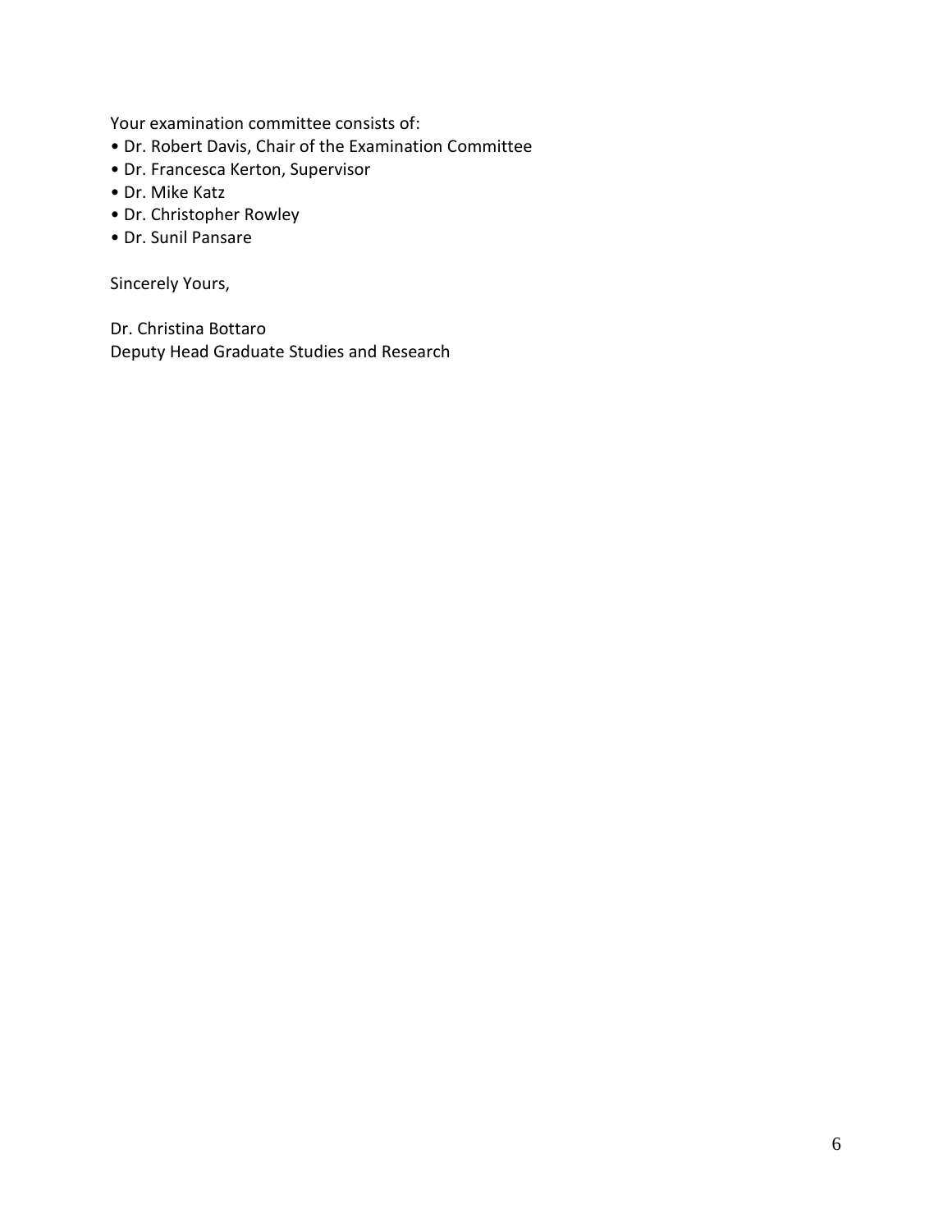Your examination committee consists of:

- Dr. Robert Davis, Chair of the Examination Committee
- Dr. Francesca Kerton, Supervisor
- Dr. Mike Katz
- Dr. Christopher Rowley
- Dr. Sunil Pansare

Sincerely Yours,

Dr. Christina Bottaro
Deputy Head Graduate Studies and Research